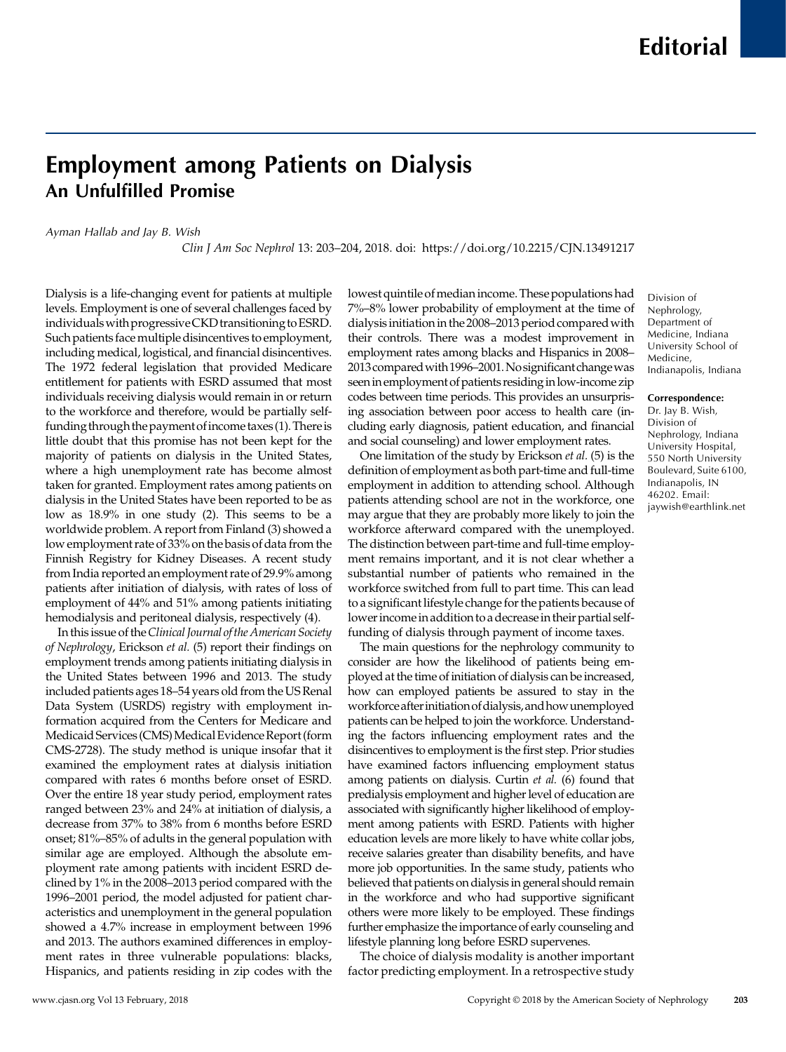Editorial

# Employment among Patients on Dialysis

## An Unfulfilled Promise

*Ayman Hallab and Jay B. Wish*

*Clin J Am Soc Nephrol* 13: 203–204, 2018. doi: https://doi.org/10.2215/CJN.13491217

Dialysis is a life-changing event for patients at multiple levels. Employment is one of several challenges faced by individuals with progressive CKD transitioning to ESRD. Such patients face multiple disincentives to employment, including medical, logistical, and financial disincentives. The 1972 federal legislation that provided Medicare entitlement for patients with ESRD assumed that most individuals receiving dialysis would remain in or return to the workforce and therefore, would be partially self-funding through the payment of income taxes (1). There is little doubt that this promise has not been kept for the majority of patients on dialysis in the United States, where a high unemployment rate has become almost taken for granted. Employment rates among patients on dialysis in the United States have been reported to be as low as 18.9% in one study (2). This seems to be a worldwide problem. A report from Finland (3) showed a low employment rate of 33% on the basis of data from the Finnish Registry for Kidney Diseases. A recent study from India reported an employment rate of 29.9% among patients after initiation of dialysis, with rates of loss of employment of 44% and 51% among patients initiating hemodialysis and peritoneal dialysis, respectively (4).

In this issue of the *Clinical Journal of the American Society of Nephrology*, Erickson *et al.* (5) report their findings on employment trends among patients initiating dialysis in the United States between 1996 and 2013. The study included patients ages 18–54 years old from the US Renal Data System (USRDS) registry with employment information acquired from the Centers for Medicare and Medicaid Services (CMS) Medical Evidence Report (form CMS-2728). The study method is unique insofar that it examined the employment rates at dialysis initiation compared with rates 6 months before onset of ESRD. Over the entire 18 year study period, employment rates ranged between 23% and 24% at initiation of dialysis, a decrease from 37% to 38% from 6 months before ESRD onset; 81%–85% of adults in the general population with similar age are employed. Although the absolute employment rate among patients with incident ESRD declined by 1% in the 2008–2013 period compared with the 1996–2001 period, the model adjusted for patient characteristics and unemployment in the general population showed a 4.7% increase in employment between 1996 and 2013. The authors examined differences in employment rates in three vulnerable populations: blacks, Hispanics, and patients residing in zip codes with the lowest quintile of median income. These populations had 7%–8% lower probability of employment at the time of dialysis initiation in the 2008–2013 period compared with their controls. There was a modest improvement in employment rates among blacks and Hispanics in 2008–2013 compared with 1996–2001. No significant change was seen in employment of patients residing in low-income zip codes between time periods. This provides an unsurprising association between poor access to health care (including early diagnosis, patient education, and financial and social counseling) and lower employment rates.

One limitation of the study by Erickson *et al.* (5) is the definition of employment as both part-time and full-time employment in addition to attending school. Although patients attending school are not in the workforce, one may argue that they are probably more likely to join the workforce afterward compared with the unemployed. The distinction between part-time and full-time employment remains important, and it is not clear whether a substantial number of patients who remained in the workforce switched from full to part time. This can lead to a significant lifestyle change for the patients because of lower income in addition to a decrease in their partial self-funding of dialysis through payment of income taxes.

The main questions for the nephrology community to consider are how the likelihood of patients being employed at the time of initiation of dialysis can be increased, how can employed patients be assured to stay in the workforce after initiation of dialysis, and how unemployed patients can be helped to join the workforce. Understanding the factors influencing employment rates and the disincentives to employment is the first step. Prior studies have examined factors influencing employment status among patients on dialysis. Curtin *et al.* (6) found that predialysis employment and higher level of education are associated with significantly higher likelihood of employment among patients with ESRD. Patients with higher education levels are more likely to have white collar jobs, receive salaries greater than disability benefits, and have more job opportunities. In the same study, patients who believed that patients on dialysis in general should remain in the workforce and who had supportive significant others were more likely to be employed. These findings further emphasize the importance of early counseling and lifestyle planning long before ESRD supervenes.

The choice of dialysis modality is another important factor predicting employment. In a retrospective study

Division of Nephrology, Department of Medicine, Indiana University School of Medicine, Indianapolis, Indiana

**Correspondence:** Dr. Jay B. Wish, Division of Nephrology, Indiana University Hospital, 550 North University Boulevard, Suite 6100, Indianapolis, IN 46202. Email: jaywish@earthlink.net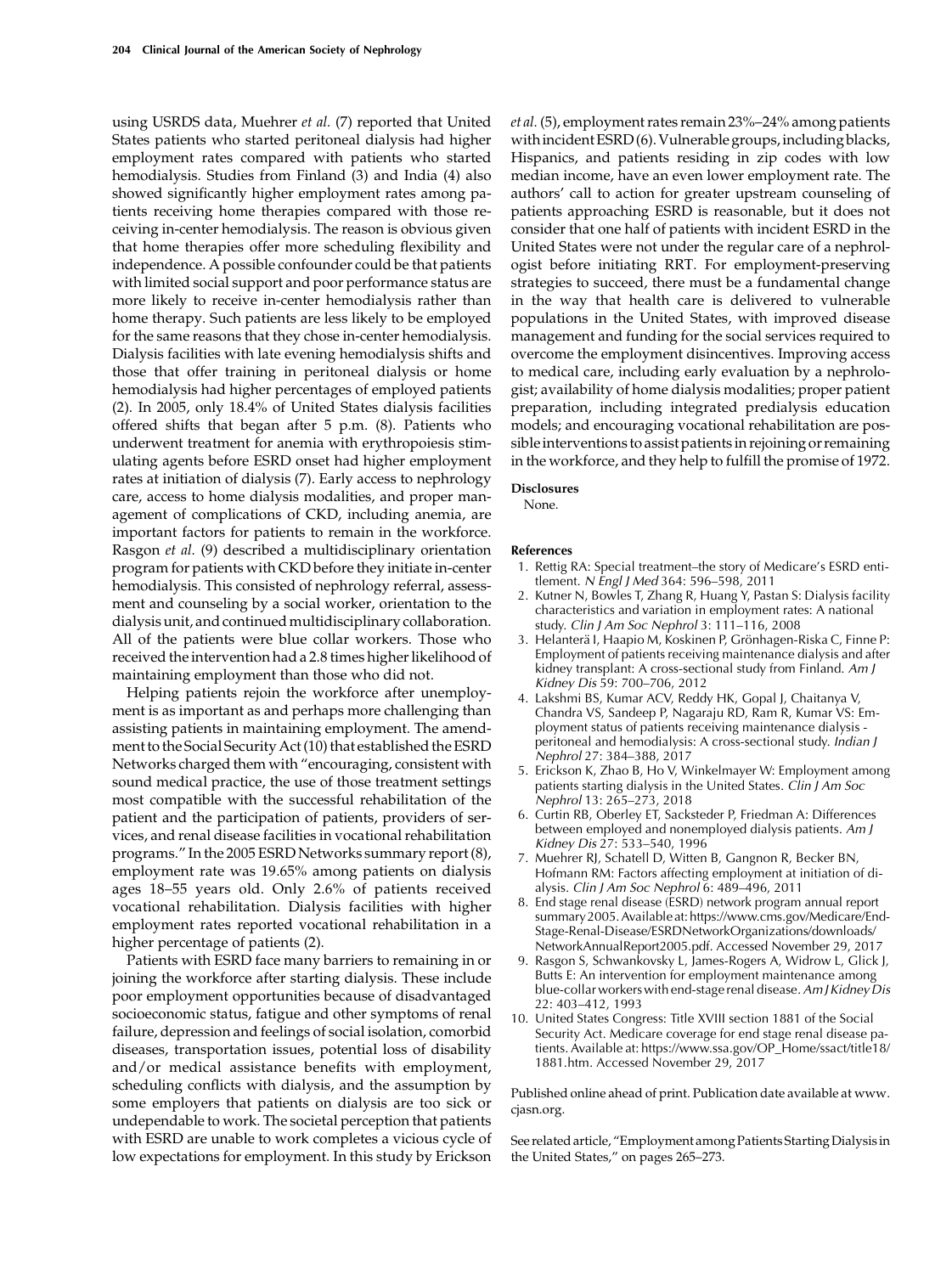using USRDS data, Muehrer *et al.* (7) reported that United States patients who started peritoneal dialysis had higher employment rates compared with patients who started hemodialysis. Studies from Finland (3) and India (4) also showed significantly higher employment rates among patients receiving home therapies compared with those receiving in-center hemodialysis. The reason is obvious given that home therapies offer more scheduling flexibility and independence. A possible confounder could be that patients with limited social support and poor performance status are more likely to receive in-center hemodialysis rather than home therapy. Such patients are less likely to be employed for the same reasons that they chose in-center hemodialysis. Dialysis facilities with late evening hemodialysis shifts and those that offer training in peritoneal dialysis or home hemodialysis had higher percentages of employed patients (2). In 2005, only 18.4% of United States dialysis facilities offered shifts that began after 5 p.m. (8). Patients who underwent treatment for anemia with erythropoiesis stimulating agents before ESRD onset had higher employment rates at initiation of dialysis (7). Early access to nephrology care, access to home dialysis modalities, and proper management of complications of CKD, including anemia, are important factors for patients to remain in the workforce. Rasgon *et al.* (9) described a multidisciplinary orientation program for patients with CKD before they initiate in-center hemodialysis. This consisted of nephrology referral, assessment and counseling by a social worker, orientation to the dialysis unit, and continued multidisciplinary collaboration. All of the patients were blue collar workers. Those who received the intervention had a 2.8 times higher likelihood of maintaining employment than those who did not.

Helping patients rejoin the workforce after unemployment is as important as and perhaps more challenging than assisting patients in maintaining employment. The amendment to the Social Security Act (10) that established the ESRD Networks charged them with "encouraging, consistent with sound medical practice, the use of those treatment settings most compatible with the successful rehabilitation of the patient and the participation of patients, providers of services, and renal disease facilities in vocational rehabilitation programs." In the 2005 ESRD Networks summary report (8), employment rate was 19.65% among patients on dialysis ages 18–55 years old. Only 2.6% of patients received vocational rehabilitation. Dialysis facilities with higher employment rates reported vocational rehabilitation in a higher percentage of patients (2).

Patients with ESRD face many barriers to remaining in or joining the workforce after starting dialysis. These include poor employment opportunities because of disadvantaged socioeconomic status, fatigue and other symptoms of renal failure, depression and feelings of social isolation, comorbid diseases, transportation issues, potential loss of disability and/or medical assistance benefits with employment, scheduling conflicts with dialysis, and the assumption by some employers that patients on dialysis are too sick or undependable to work. The societal perception that patients with ESRD are unable to work completes a vicious cycle of low expectations for employment. In this study by Erickson *et al.* (5), employment rates remain 23%–24% among patients with incident ESRD (6). Vulnerable groups, including blacks, Hispanics, and patients residing in zip codes with low median income, have an even lower employment rate. The authors' call to action for greater upstream counseling of patients approaching ESRD is reasonable, but it does not consider that one half of patients with incident ESRD in the United States were not under the regular care of a nephrologist before initiating RRT. For employment-preserving strategies to succeed, there must be a fundamental change in the way that health care is delivered to vulnerable populations in the United States, with improved disease management and funding for the social services required to overcome the employment disincentives. Improving access to medical care, including early evaluation by a nephrologist; availability of home dialysis modalities; proper patient preparation, including integrated predialysis education models; and encouraging vocational rehabilitation are possible interventions to assist patients in rejoining or remaining in the workforce, and they help to fulfill the promise of 1972.

**Disclosures**

None.

**References**

1. Rettig RA: Special treatment–the story of Medicare's ESRD entitlement. *N Engl J Med* 364: 596–598, 2011
2. Kutner N, Bowles T, Zhang R, Huang Y, Pastan S: Dialysis facility characteristics and variation in employment rates: A national study. *Clin J Am Soc Nephrol* 3: 111–116, 2008
3. Helanterä I, Haapio M, Koskinen P, Grönhagen-Riska C, Finne P: Employment of patients receiving maintenance dialysis and after kidney transplant: A cross-sectional study from Finland. *Am J Kidney Dis* 59: 700–706, 2012
4. Lakshmi BS, Kumar ACV, Reddy HK, Gopal J, Chaitanya V, Chandra VS, Sandeep P, Nagaraju RD, Ram R, Kumar VS: Employment status of patients receiving maintenance dialysis - peritoneal and hemodialysis: A cross-sectional study. *Indian J Nephrol* 27: 384–388, 2017
5. Erickson K, Zhao B, Ho V, Winkelmayer W: Employment among patients starting dialysis in the United States. *Clin J Am Soc Nephrol* 13: 265–273, 2018
6. Curtin RB, Oberley ET, Sacksteder P, Friedman A: Differences between employed and nonemployed dialysis patients. *Am J Kidney Dis* 27: 533–540, 1996
7. Muehrer RJ, Schatell D, Witten B, Gangnon R, Becker BN, Hofmann RM: Factors affecting employment at initiation of dialysis. *Clin J Am Soc Nephrol* 6: 489–496, 2011
8. End stage renal disease (ESRD) network program annual report summary 2005. Available at: https://www.cms.gov/Medicare/End-Stage-Renal-Disease/ESRDNetworkOrganizations/downloads/NetworkAnnualReport2005.pdf. Accessed November 29, 2017
9. Rasgon S, Schwankovsky L, James-Rogers A, Widrow L, Glick J, Butts E: An intervention for employment maintenance among blue-collar workers with end-stage renal disease. *Am J Kidney Dis* 22: 403–412, 1993
10. United States Congress: Title XVIII section 1881 of the Social Security Act. Medicare coverage for end stage renal disease patients. Available at: https://www.ssa.gov/OP_Home/ssact/title18/1881.htm. Accessed November 29, 2017

Published online ahead of print. Publication date available at www.cjasn.org.

See related article, "Employment among Patients Starting Dialysis in the United States," on pages 265–273.